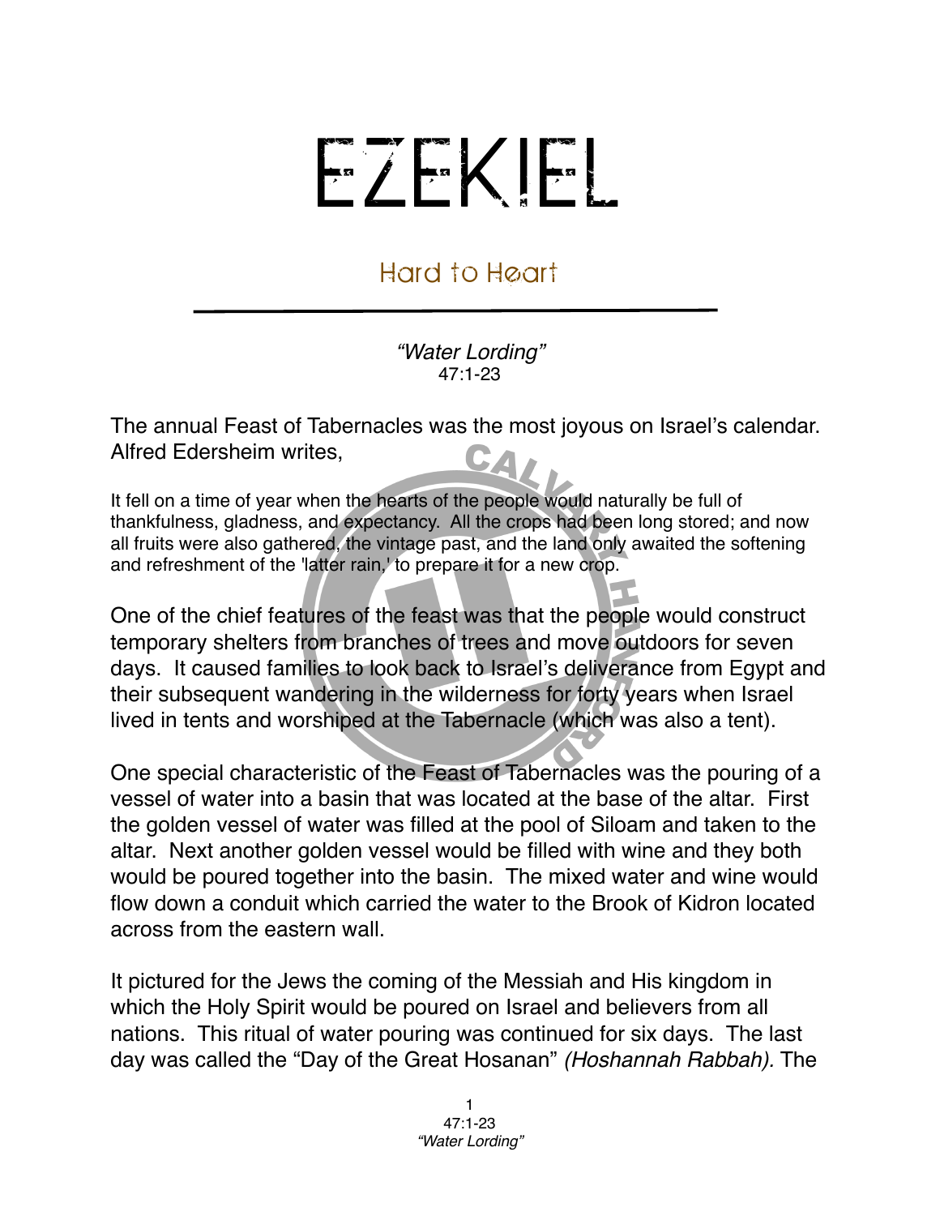# EZEKIEL

## Hard to Heart

*"Water Lording"*
47:1-23

The annual Feast of Tabernacles was the most joyous on Israel's calendar. Alfred Edersheim writes,

> It fell on a time of year when the hearts of the people would naturally be full of thankfulness, gladness, and expectancy. All the crops had been long stored; and now all fruits were also gathered, the vintage past, and the land only awaited the softening and refreshment of the 'latter rain,' to prepare it for a new crop.

One of the chief features of the feast was that the people would construct temporary shelters from branches of trees and move outdoors for seven days. It caused families to look back to Israel's deliverance from Egypt and their subsequent wandering in the wilderness for forty years when Israel lived in tents and worshiped at the Tabernacle (which was also a tent).

One special characteristic of the Feast of Tabernacles was the pouring of a vessel of water into a basin that was located at the base of the altar. First the golden vessel of water was filled at the pool of Siloam and taken to the altar. Next another golden vessel would be filled with wine and they both would be poured together into the basin. The mixed water and wine would flow down a conduit which carried the water to the Brook of Kidron located across from the eastern wall.

It pictured for the Jews the coming of the Messiah and His kingdom in which the Holy Spirit would be poured on Israel and believers from all nations. This ritual of water pouring was continued for six days. The last day was called the "Day of the Great Hosanan" *(Hoshannah Rabbah).* The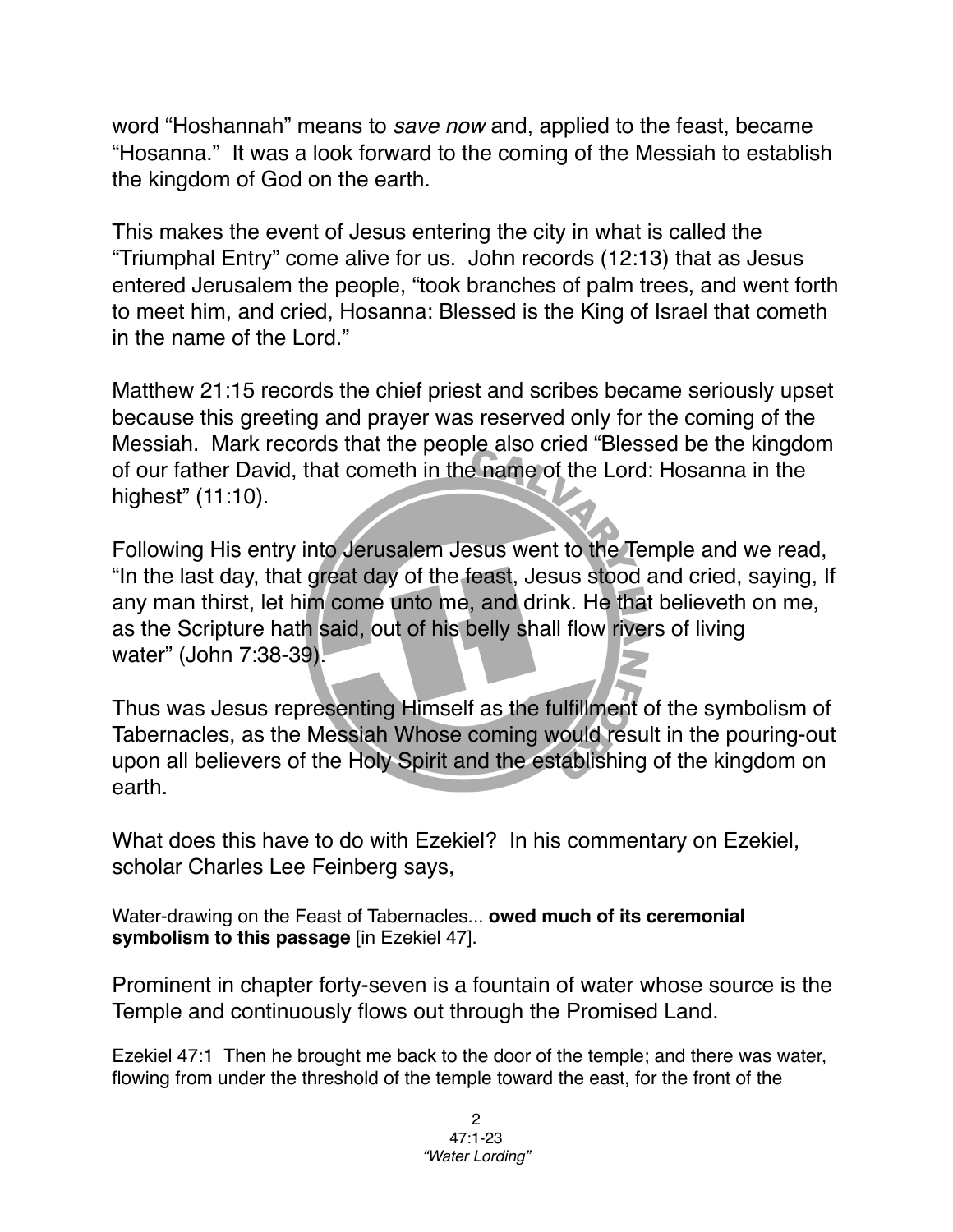word "Hoshannah" means to *save now* and, applied to the feast, became "Hosanna." It was a look forward to the coming of the Messiah to establish the kingdom of God on the earth.

This makes the event of Jesus entering the city in what is called the "Triumphal Entry" come alive for us. John records (12:13) that as Jesus entered Jerusalem the people, "took branches of palm trees, and went forth to meet him, and cried, Hosanna: Blessed is the King of Israel that cometh in the name of the Lord."

Matthew 21:15 records the chief priest and scribes became seriously upset because this greeting and prayer was reserved only for the coming of the Messiah. Mark records that the people also cried "Blessed be the kingdom of our father David, that cometh in the name of the Lord: Hosanna in the highest" (11:10).

Following His entry into Jerusalem Jesus went to the Temple and we read, "In the last day, that great day of the feast, Jesus stood and cried, saying, If any man thirst, let him come unto me, and drink. He that believeth on me, as the Scripture hath said, out of his belly shall flow rivers of living water" (John 7:38-39).

Thus was Jesus representing Himself as the fulfillment of the symbolism of Tabernacles, as the Messiah Whose coming would result in the pouring-out upon all believers of the Holy Spirit and the establishing of the kingdom on earth.

What does this have to do with Ezekiel? In his commentary on Ezekiel, scholar Charles Lee Feinberg says,

Water-drawing on the Feast of Tabernacles... **owed much of its ceremonial symbolism to this passage** [in Ezekiel 47].

Prominent in chapter forty-seven is a fountain of water whose source is the Temple and continuously flows out through the Promised Land.

Ezekiel 47:1 Then he brought me back to the door of the temple; and there was water, flowing from under the threshold of the temple toward the east, for the front of the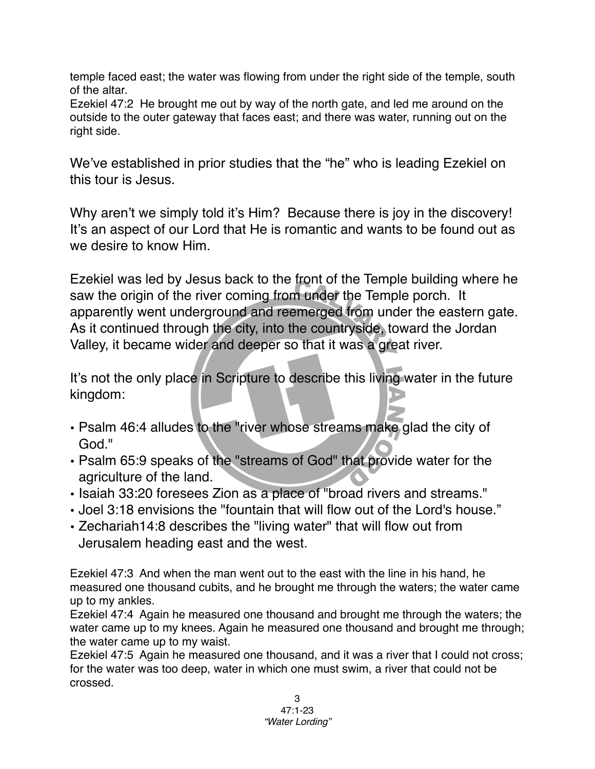temple faced east; the water was flowing from under the right side of the temple, south of the altar.
Ezekiel 47:2  He brought me out by way of the north gate, and led me around on the outside to the outer gateway that faces east; and there was water, running out on the right side.

We've established in prior studies that the "he" who is leading Ezekiel on this tour is Jesus.

Why aren't we simply told it's Him?  Because there is joy in the discovery! It's an aspect of our Lord that He is romantic and wants to be found out as we desire to know Him.

Ezekiel was led by Jesus back to the front of the Temple building where he saw the origin of the river coming from under the Temple porch.  It apparently went underground and reemerged from under the eastern gate. As it continued through the city, into the countryside, toward the Jordan Valley, it became wider and deeper so that it was a great river.

It's not the only place in Scripture to describe this living water in the future kingdom:

- Psalm 46:4 alludes to the "river whose streams make glad the city of God."
- Psalm 65:9 speaks of the "streams of God" that provide water for the agriculture of the land.
- Isaiah 33:20 foresees Zion as a place of "broad rivers and streams."
- Joel 3:18 envisions the "fountain that will flow out of the Lord's house."
- Zechariah14:8 describes the "living water" that will flow out from Jerusalem heading east and the west.

Ezekiel 47:3  And when the man went out to the east with the line in his hand, he measured one thousand cubits, and he brought me through the waters; the water came up to my ankles.
Ezekiel 47:4  Again he measured one thousand and brought me through the waters; the water came up to my knees. Again he measured one thousand and brought me through; the water came up to my waist.
Ezekiel 47:5  Again he measured one thousand, and it was a river that I could not cross; for the water was too deep, water in which one must swim, a river that could not be crossed.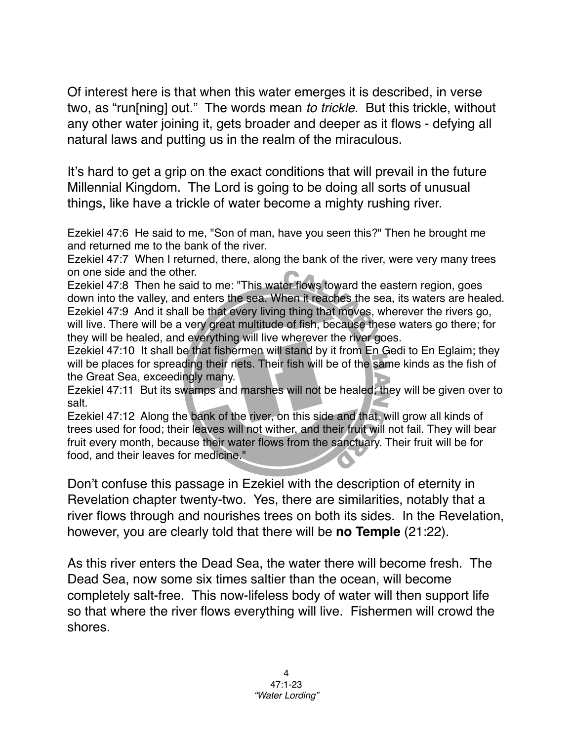Of interest here is that when this water emerges it is described, in verse two, as "run[ning] out." The words mean *to trickle*. But this trickle, without any other water joining it, gets broader and deeper as it flows - defying all natural laws and putting us in the realm of the miraculous.

It's hard to get a grip on the exact conditions that will prevail in the future Millennial Kingdom. The Lord is going to be doing all sorts of unusual things, like have a trickle of water become a mighty rushing river.

Ezekiel 47:6 He said to me, "Son of man, have you seen this?" Then he brought me and returned me to the bank of the river.
Ezekiel 47:7 When I returned, there, along the bank of the river, were very many trees on one side and the other.
Ezekiel 47:8 Then he said to me: "This water flows toward the eastern region, goes down into the valley, and enters the sea. When it reaches the sea, its waters are healed.
Ezekiel 47:9 And it shall be that every living thing that moves, wherever the rivers go, will live. There will be a very great multitude of fish, because these waters go there; for they will be healed, and everything will live wherever the river goes.
Ezekiel 47:10 It shall be that fishermen will stand by it from En Gedi to En Eglaim; they will be places for spreading their nets. Their fish will be of the same kinds as the fish of the Great Sea, exceedingly many.
Ezekiel 47:11 But its swamps and marshes will not be healed; they will be given over to salt.
Ezekiel 47:12 Along the bank of the river, on this side and that, will grow all kinds of trees used for food; their leaves will not wither, and their fruit will not fail. They will bear fruit every month, because their water flows from the sanctuary. Their fruit will be for food, and their leaves for medicine."

Don't confuse this passage in Ezekiel with the description of eternity in Revelation chapter twenty-two. Yes, there are similarities, notably that a river flows through and nourishes trees on both its sides. In the Revelation, however, you are clearly told that there will be **no Temple** (21:22).

As this river enters the Dead Sea, the water there will become fresh. The Dead Sea, now some six times saltier than the ocean, will become completely salt-free. This now-lifeless body of water will then support life so that where the river flows everything will live. Fishermen will crowd the shores.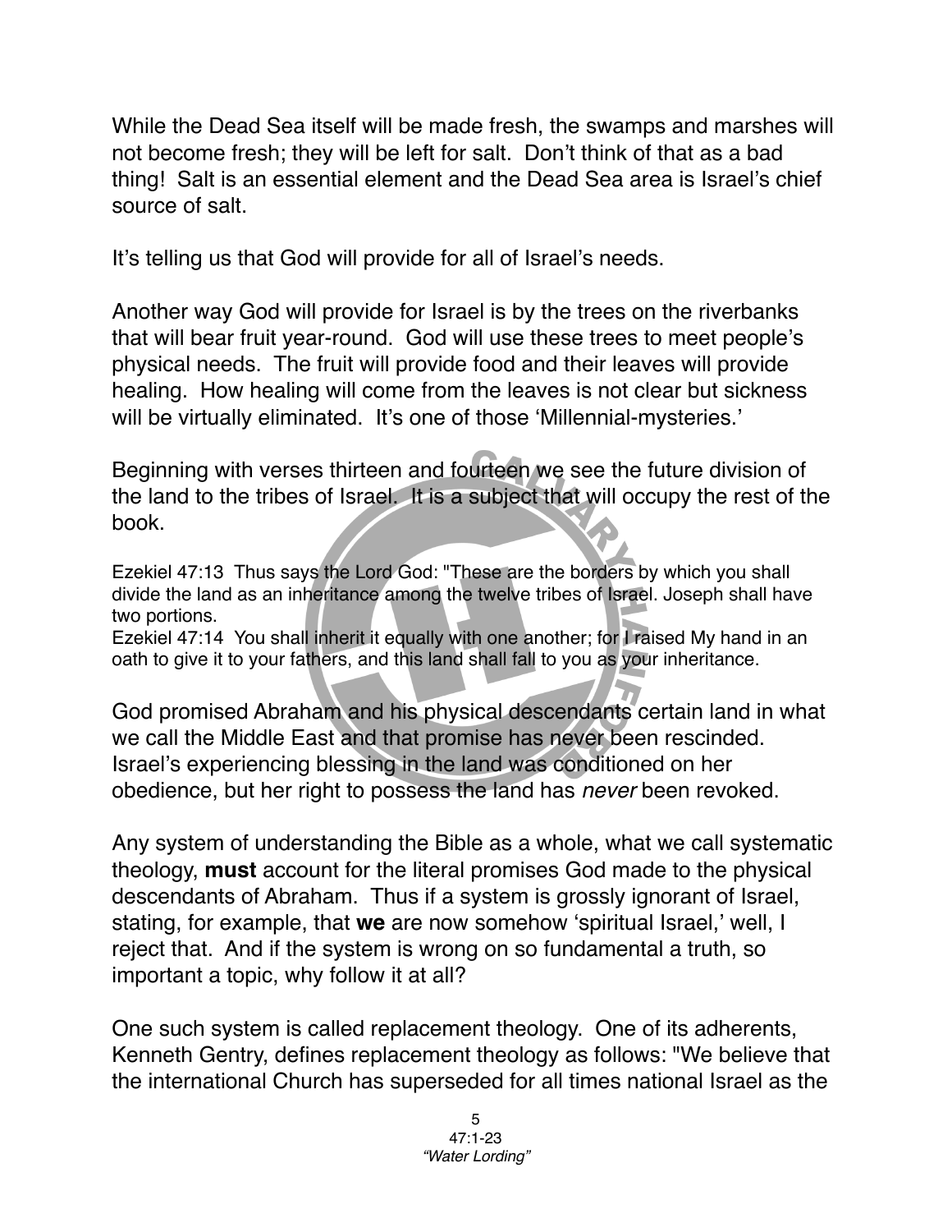While the Dead Sea itself will be made fresh, the swamps and marshes will not become fresh; they will be left for salt. Don't think of that as a bad thing! Salt is an essential element and the Dead Sea area is Israel's chief source of salt.

It's telling us that God will provide for all of Israel's needs.

Another way God will provide for Israel is by the trees on the riverbanks that will bear fruit year-round. God will use these trees to meet people's physical needs. The fruit will provide food and their leaves will provide healing. How healing will come from the leaves is not clear but sickness will be virtually eliminated. It's one of those 'Millennial-mysteries.'

Beginning with verses thirteen and fourteen we see the future division of the land to the tribes of Israel. It is a subject that will occupy the rest of the book.

Ezekiel 47:13 Thus says the Lord God: "These are the borders by which you shall divide the land as an inheritance among the twelve tribes of Israel. Joseph shall have two portions.
Ezekiel 47:14 You shall inherit it equally with one another; for I raised My hand in an oath to give it to your fathers, and this land shall fall to you as your inheritance.

God promised Abraham and his physical descendants certain land in what we call the Middle East and that promise has never been rescinded. Israel's experiencing blessing in the land was conditioned on her obedience, but her right to possess the land has *never* been revoked.

Any system of understanding the Bible as a whole, what we call systematic theology, **must** account for the literal promises God made to the physical descendants of Abraham. Thus if a system is grossly ignorant of Israel, stating, for example, that **we** are now somehow 'spiritual Israel,' well, I reject that. And if the system is wrong on so fundamental a truth, so important a topic, why follow it at all?

One such system is called replacement theology. One of its adherents, Kenneth Gentry, defines replacement theology as follows: "We believe that the international Church has superseded for all times national Israel as the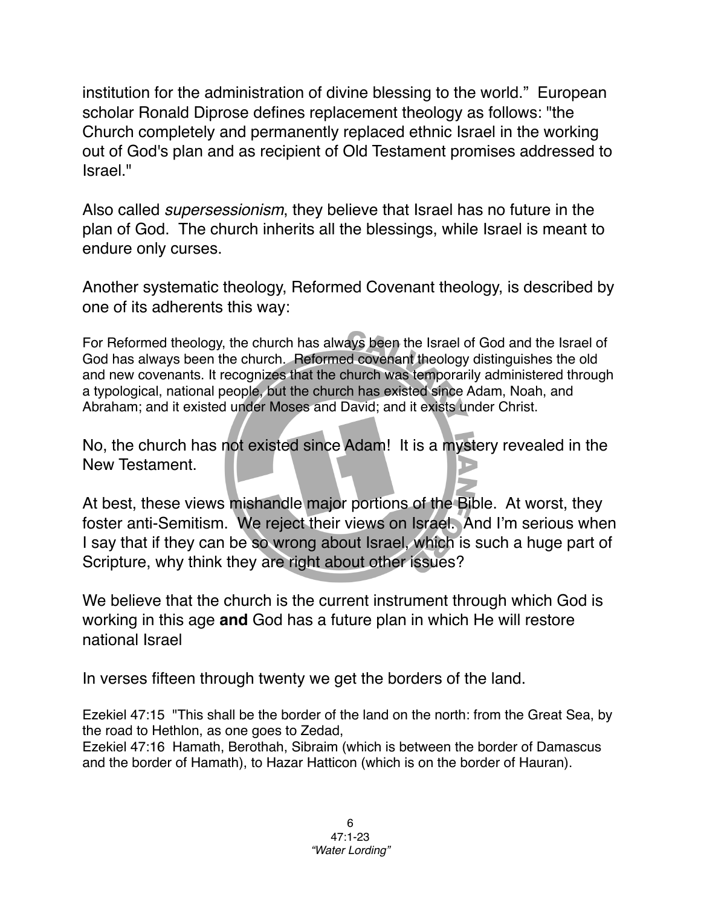institution for the administration of divine blessing to the world." European scholar Ronald Diprose defines replacement theology as follows: "the Church completely and permanently replaced ethnic Israel in the working out of God's plan and as recipient of Old Testament promises addressed to Israel."

Also called *supersessionism*, they believe that Israel has no future in the plan of God. The church inherits all the blessings, while Israel is meant to endure only curses.

Another systematic theology, Reformed Covenant theology, is described by one of its adherents this way:

For Reformed theology, the church has always been the Israel of God and the Israel of God has always been the church. Reformed covenant theology distinguishes the old and new covenants. It recognizes that the church was temporarily administered through a typological, national people, but the church has existed since Adam, Noah, and Abraham; and it existed under Moses and David; and it exists under Christ.

No, the church has not existed since Adam! It is a mystery revealed in the New Testament.

At best, these views mishandle major portions of the Bible. At worst, they foster anti-Semitism. We reject their views on Israel. And I'm serious when I say that if they can be so wrong about Israel, which is such a huge part of Scripture, why think they are right about other issues?

We believe that the church is the current instrument through which God is working in this age **and** God has a future plan in which He will restore national Israel

In verses fifteen through twenty we get the borders of the land.

Ezekiel 47:15 "This shall be the border of the land on the north: from the Great Sea, by the road to Hethlon, as one goes to Zedad,
Ezekiel 47:16 Hamath, Berothah, Sibraim (which is between the border of Damascus and the border of Hamath), to Hazar Hatticon (which is on the border of Hauran).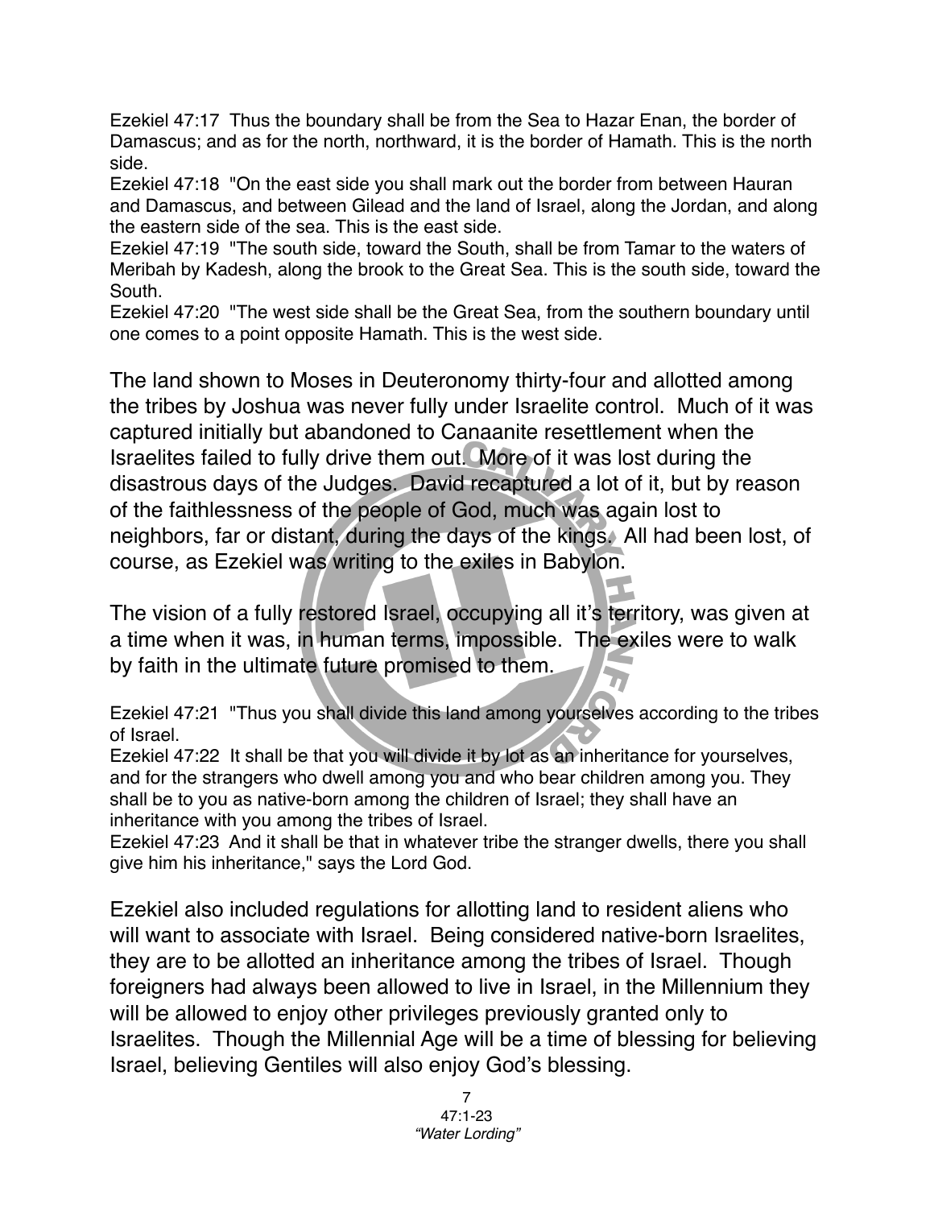Ezekiel 47:17 Thus the boundary shall be from the Sea to Hazar Enan, the border of Damascus; and as for the north, northward, it is the border of Hamath. This is the north side.
Ezekiel 47:18 "On the east side you shall mark out the border from between Hauran and Damascus, and between Gilead and the land of Israel, along the Jordan, and along the eastern side of the sea. This is the east side.
Ezekiel 47:19 "The south side, toward the South, shall be from Tamar to the waters of Meribah by Kadesh, along the brook to the Great Sea. This is the south side, toward the South.
Ezekiel 47:20 "The west side shall be the Great Sea, from the southern boundary until one comes to a point opposite Hamath. This is the west side.

The land shown to Moses in Deuteronomy thirty-four and allotted among the tribes by Joshua was never fully under Israelite control. Much of it was captured initially but abandoned to Canaanite resettlement when the Israelites failed to fully drive them out. More of it was lost during the disastrous days of the Judges. David recaptured a lot of it, but by reason of the faithlessness of the people of God, much was again lost to neighbors, far or distant, during the days of the kings. All had been lost, of course, as Ezekiel was writing to the exiles in Babylon.

The vision of a fully restored Israel, occupying all it's territory, was given at a time when it was, in human terms, impossible. The exiles were to walk by faith in the ultimate future promised to them.

Ezekiel 47:21 "Thus you shall divide this land among yourselves according to the tribes of Israel.
Ezekiel 47:22 It shall be that you will divide it by lot as an inheritance for yourselves, and for the strangers who dwell among you and who bear children among you. They shall be to you as native-born among the children of Israel; they shall have an inheritance with you among the tribes of Israel.
Ezekiel 47:23 And it shall be that in whatever tribe the stranger dwells, there you shall give him his inheritance," says the Lord God.

Ezekiel also included regulations for allotting land to resident aliens who will want to associate with Israel. Being considered native-born Israelites, they are to be allotted an inheritance among the tribes of Israel. Though foreigners had always been allowed to live in Israel, in the Millennium they will be allowed to enjoy other privileges previously granted only to Israelites. Though the Millennial Age will be a time of blessing for believing Israel, believing Gentiles will also enjoy God's blessing.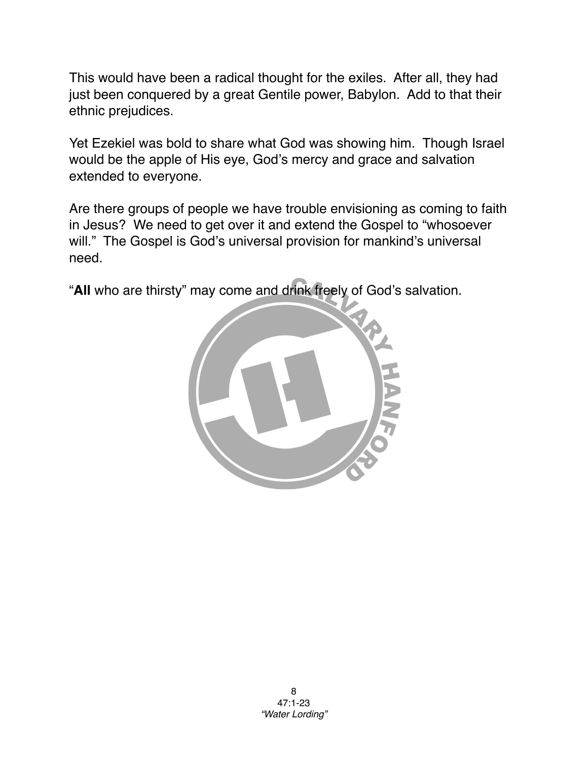This would have been a radical thought for the exiles. After all, they had just been conquered by a great Gentile power, Babylon. Add to that their ethnic prejudices.

Yet Ezekiel was bold to share what God was showing him. Though Israel would be the apple of His eye, God's mercy and grace and salvation extended to everyone.

Are there groups of people we have trouble envisioning as coming to faith in Jesus? We need to get over it and extend the Gospel to "whosoever will." The Gospel is God's universal provision for mankind's universal need.

"**All** who are thirsty" may come and drink freely of God's salvation.